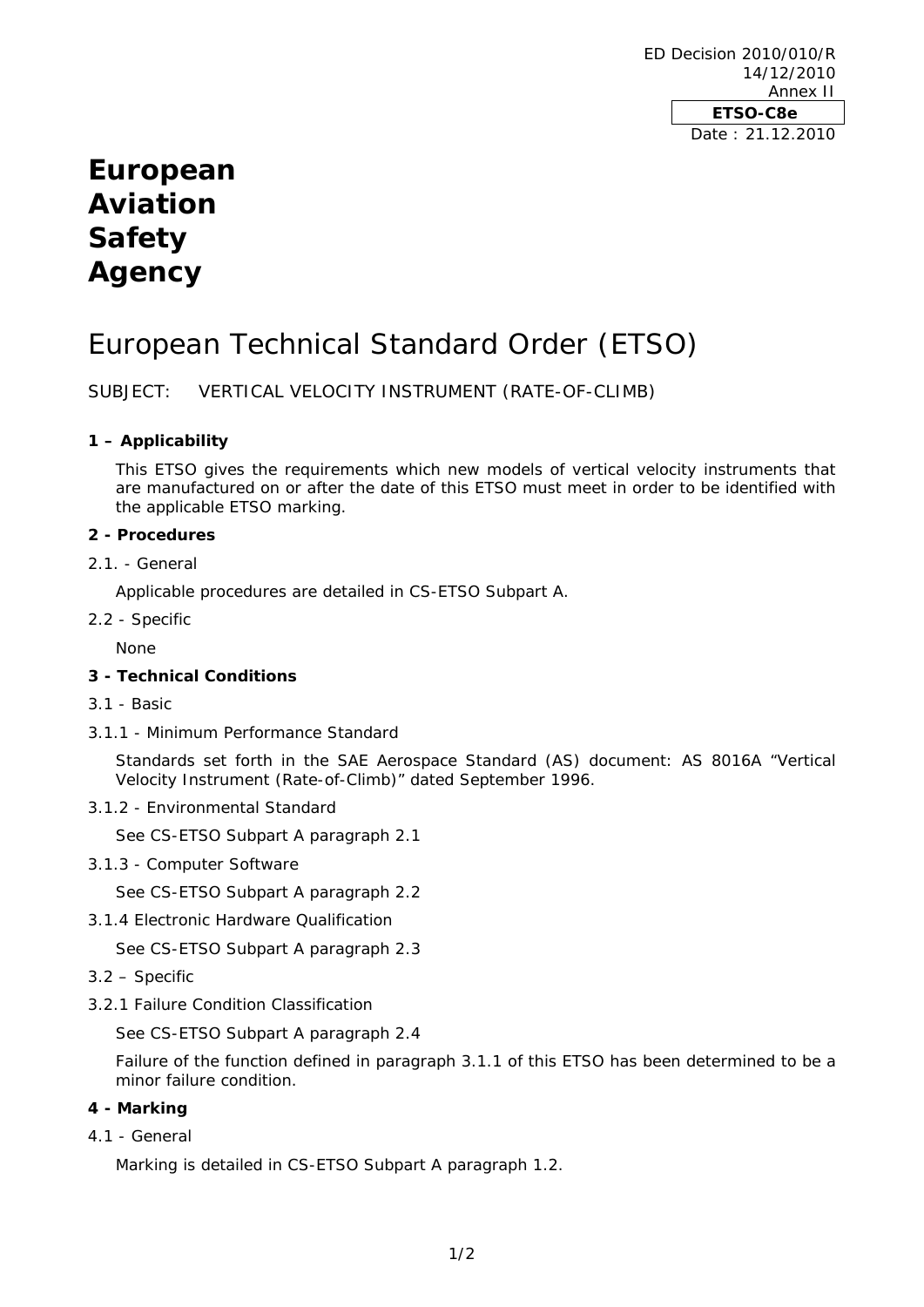ED Decision 2010/010/R
14/12/2010
Annex II

**ETSO-C8e**

Date : 21.12.2010

# European Aviation Safety Agency

# European Technical Standard Order (ETSO)

SUBJECT: VERTICAL VELOCITY INSTRUMENT (RATE-OF-CLIMB)

## 1 – Applicability

This ETSO gives the requirements which new models of vertical velocity instruments that are manufactured on or after the date of this ETSO must meet in order to be identified with the applicable ETSO marking.

## 2 - Procedures

2.1. - General

Applicable procedures are detailed in CS-ETSO Subpart A.

2.2 - Specific

None

## 3 - Technical Conditions

3.1 - Basic

3.1.1 - Minimum Performance Standard

Standards set forth in the SAE Aerospace Standard (AS) document: AS 8016A "Vertical Velocity Instrument (Rate-of-Climb)" dated September 1996.

3.1.2 - Environmental Standard

See CS-ETSO Subpart A paragraph 2.1

3.1.3 - Computer Software

See CS-ETSO Subpart A paragraph 2.2

3.1.4 Electronic Hardware Qualification

See CS-ETSO Subpart A paragraph 2.3

3.2 – Specific

3.2.1 Failure Condition Classification

See CS-ETSO Subpart A paragraph 2.4

Failure of the function defined in paragraph 3.1.1 of this ETSO has been determined to be a minor failure condition.

## 4 - Marking

4.1 - General

Marking is detailed in CS-ETSO Subpart A paragraph 1.2.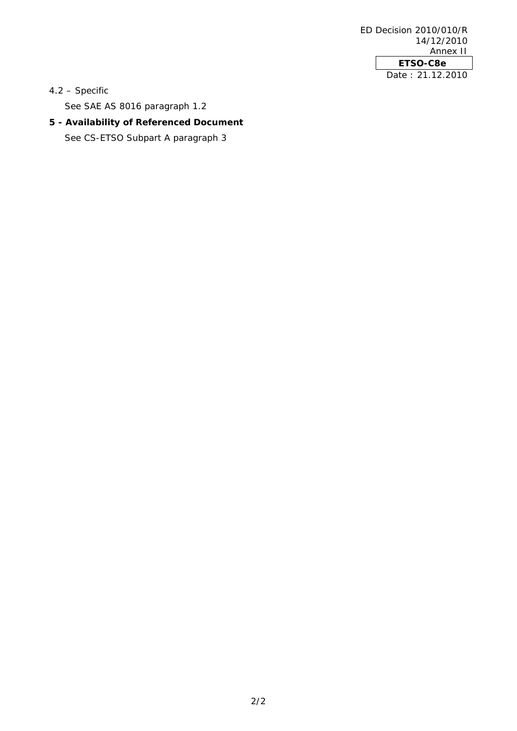4.2 – Specific

See SAE AS 8016 paragraph 1.2

**5 - Availability of Referenced Document**

See CS-ETSO Subpart A paragraph 3